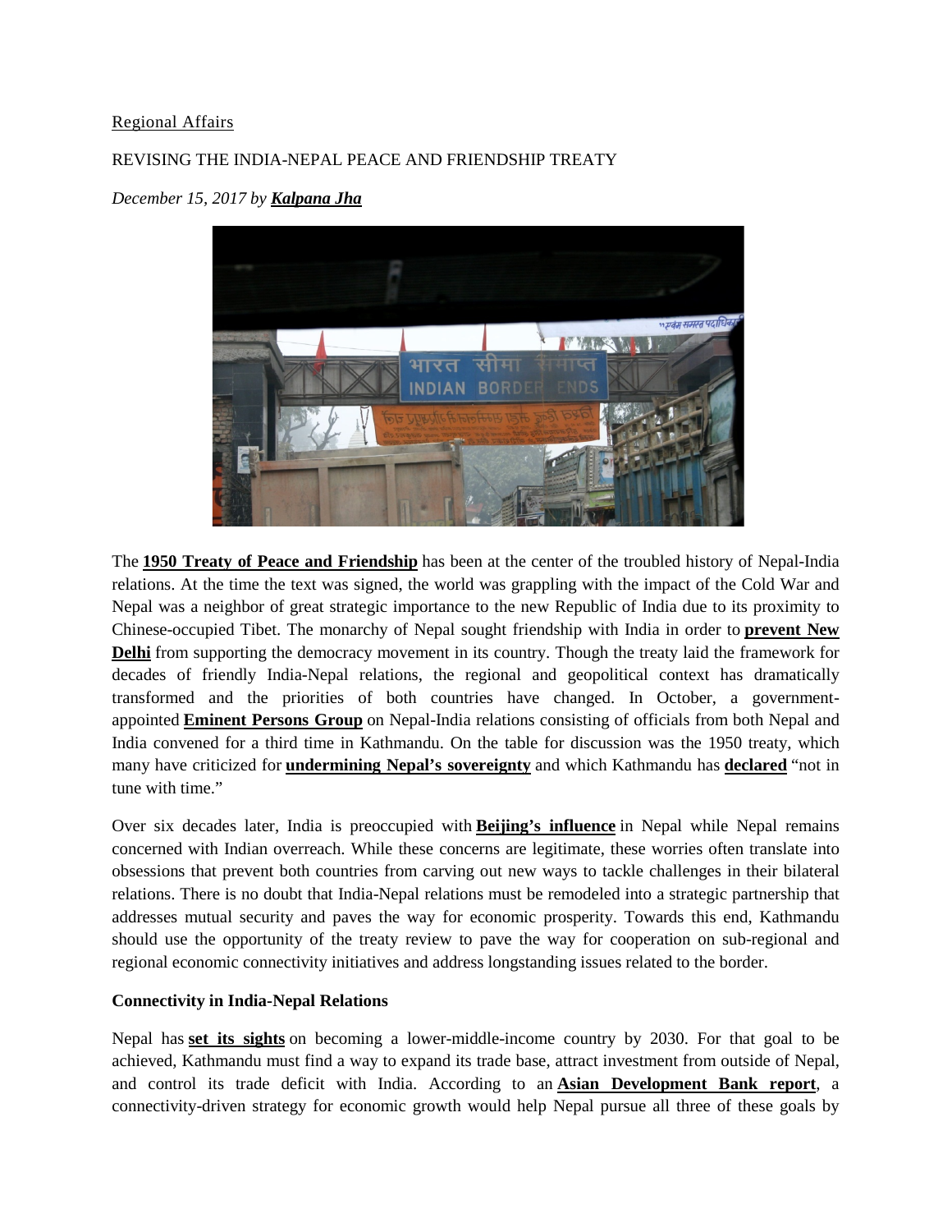Regional Affairs

REVISING THE INDIA-NEPAL PEACE AND FRIENDSHIP TREATY

*December 15, 2017 by* ***Kalpana Jha***

The **1950 Treaty of Peace and Friendship** has been at the center of the troubled history of Nepal-India relations. At the time the text was signed, the world was grappling with the impact of the Cold War and Nepal was a neighbor of great strategic importance to the new Republic of India due to its proximity to Chinese-occupied Tibet. The monarchy of Nepal sought friendship with India in order to **prevent New Delhi** from supporting the democracy movement in its country. Though the treaty laid the framework for decades of friendly India-Nepal relations, the regional and geopolitical context has dramatically transformed and the priorities of both countries have changed. In October, a government-appointed **Eminent Persons Group** on Nepal-India relations consisting of officials from both Nepal and India convened for a third time in Kathmandu. On the table for discussion was the 1950 treaty, which many have criticized for **undermining Nepal's sovereignty** and which Kathmandu has **declared** "not in tune with time."

Over six decades later, India is preoccupied with **Beijing's influence** in Nepal while Nepal remains concerned with Indian overreach. While these concerns are legitimate, these worries often translate into obsessions that prevent both countries from carving out new ways to tackle challenges in their bilateral relations. There is no doubt that India-Nepal relations must be remodeled into a strategic partnership that addresses mutual security and paves the way for economic prosperity. Towards this end, Kathmandu should use the opportunity of the treaty review to pave the way for cooperation on sub-regional and regional economic connectivity initiatives and address longstanding issues related to the border.

**Connectivity in India-Nepal Relations**

Nepal has **set its sights** on becoming a lower-middle-income country by 2030. For that goal to be achieved, Kathmandu must find a way to expand its trade base, attract investment from outside of Nepal, and control its trade deficit with India. According to an **Asian Development Bank report**, a connectivity-driven strategy for economic growth would help Nepal pursue all three of these goals by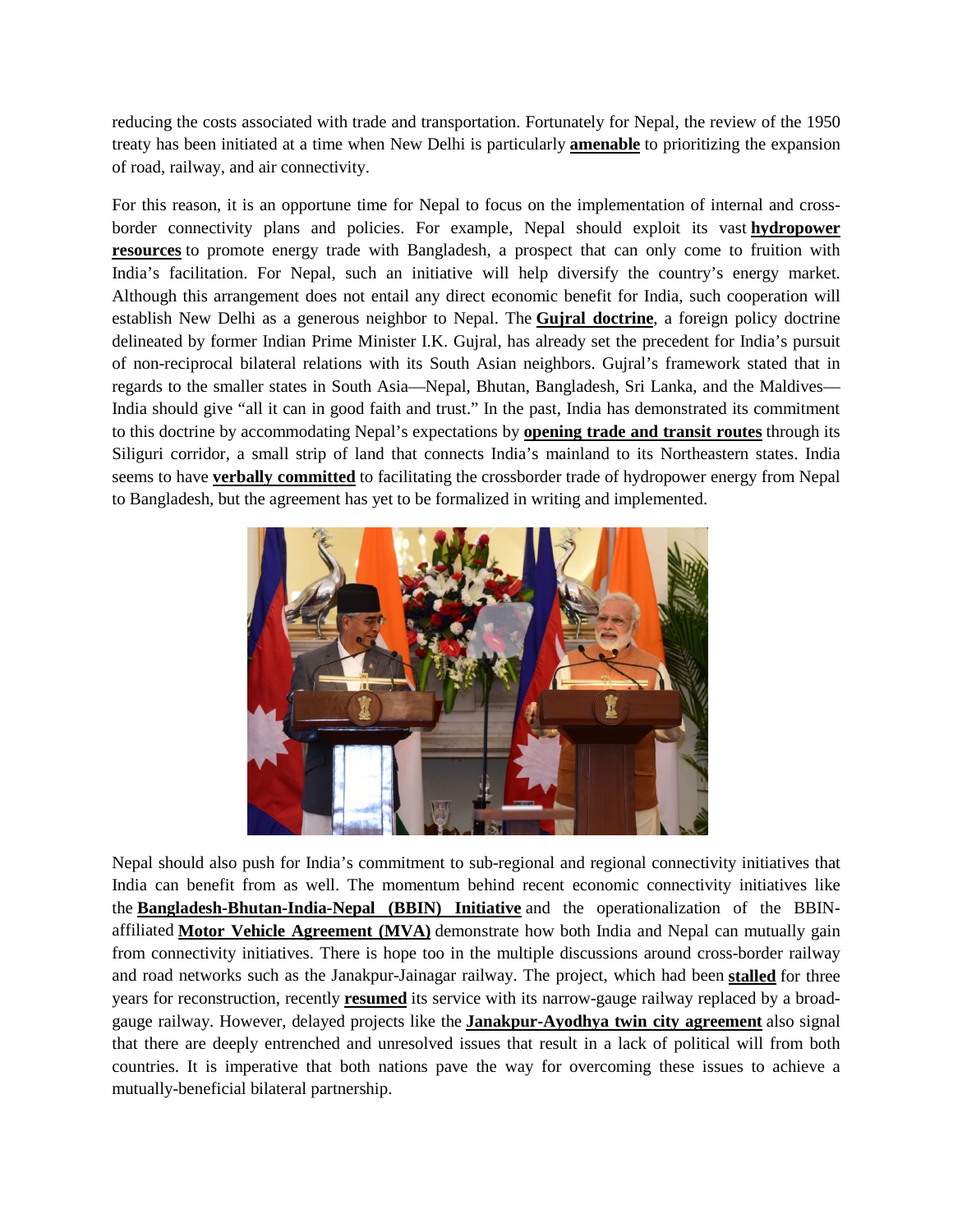reducing the costs associated with trade and transportation. Fortunately for Nepal, the review of the 1950 treaty has been initiated at a time when New Delhi is particularly **amenable** to prioritizing the expansion of road, railway, and air connectivity.

For this reason, it is an opportune time for Nepal to focus on the implementation of internal and cross-border connectivity plans and policies. For example, Nepal should exploit its vast **hydropower resources** to promote energy trade with Bangladesh, a prospect that can only come to fruition with India's facilitation. For Nepal, such an initiative will help diversify the country's energy market. Although this arrangement does not entail any direct economic benefit for India, such cooperation will establish New Delhi as a generous neighbor to Nepal. The **Gujral doctrine**, a foreign policy doctrine delineated by former Indian Prime Minister I.K. Gujral, has already set the precedent for India's pursuit of non-reciprocal bilateral relations with its South Asian neighbors. Gujral's framework stated that in regards to the smaller states in South Asia—Nepal, Bhutan, Bangladesh, Sri Lanka, and the Maldives—India should give "all it can in good faith and trust." In the past, India has demonstrated its commitment to this doctrine by accommodating Nepal's expectations by **opening trade and transit routes** through its Siliguri corridor, a small strip of land that connects India's mainland to its Northeastern states. India seems to have **verbally committed** to facilitating the crossborder trade of hydropower energy from Nepal to Bangladesh, but the agreement has yet to be formalized in writing and implemented.

Nepal should also push for India's commitment to sub-regional and regional connectivity initiatives that India can benefit from as well. The momentum behind recent economic connectivity initiatives like the **Bangladesh-Bhutan-India-Nepal (BBIN) Initiative** and the operationalization of the BBIN-affiliated **Motor Vehicle Agreement (MVA)** demonstrate how both India and Nepal can mutually gain from connectivity initiatives. There is hope too in the multiple discussions around cross-border railway and road networks such as the Janakpur-Jainagar railway. The project, which had been **stalled** for three years for reconstruction, recently **resumed** its service with its narrow-gauge railway replaced by a broad-gauge railway. However, delayed projects like the **Janakpur-Ayodhya twin city agreement** also signal that there are deeply entrenched and unresolved issues that result in a lack of political will from both countries. It is imperative that both nations pave the way for overcoming these issues to achieve a mutually-beneficial bilateral partnership.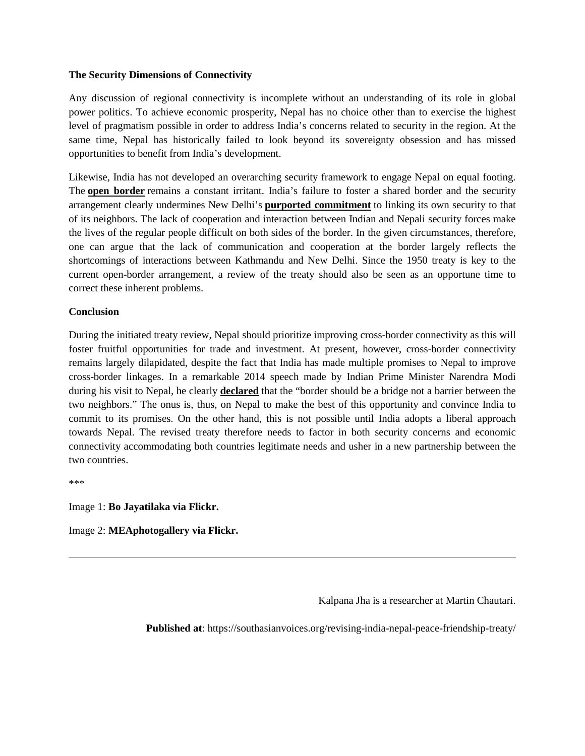### The Security Dimensions of Connectivity

Any discussion of regional connectivity is incomplete without an understanding of its role in global power politics. To achieve economic prosperity, Nepal has no choice other than to exercise the highest level of pragmatism possible in order to address India's concerns related to security in the region. At the same time, Nepal has historically failed to look beyond its sovereignty obsession and has missed opportunities to benefit from India's development.

Likewise, India has not developed an overarching security framework to engage Nepal on equal footing. The **open border** remains a constant irritant. India's failure to foster a shared border and the security arrangement clearly undermines New Delhi's **purported commitment** to linking its own security to that of its neighbors. The lack of cooperation and interaction between Indian and Nepali security forces make the lives of the regular people difficult on both sides of the border. In the given circumstances, therefore, one can argue that the lack of communication and cooperation at the border largely reflects the shortcomings of interactions between Kathmandu and New Delhi. Since the 1950 treaty is key to the current open-border arrangement, a review of the treaty should also be seen as an opportune time to correct these inherent problems.

### Conclusion

During the initiated treaty review, Nepal should prioritize improving cross-border connectivity as this will foster fruitful opportunities for trade and investment. At present, however, cross-border connectivity remains largely dilapidated, despite the fact that India has made multiple promises to Nepal to improve cross-border linkages. In a remarkable 2014 speech made by Indian Prime Minister Narendra Modi during his visit to Nepal, he clearly **declared** that the "border should be a bridge not a barrier between the two neighbors." The onus is, thus, on Nepal to make the best of this opportunity and convince India to commit to its promises. On the other hand, this is not possible until India adopts a liberal approach towards Nepal. The revised treaty therefore needs to factor in both security concerns and economic connectivity accommodating both countries legitimate needs and usher in a new partnership between the two countries.

***

Image 1: **Bo Jayatilaka via Flickr.**

Image 2: **MEAphotogallery via Flickr.**

---

Kalpana Jha is a researcher at Martin Chautari.

**Published at**: https://southasianvoices.org/revising-india-nepal-peace-friendship-treaty/